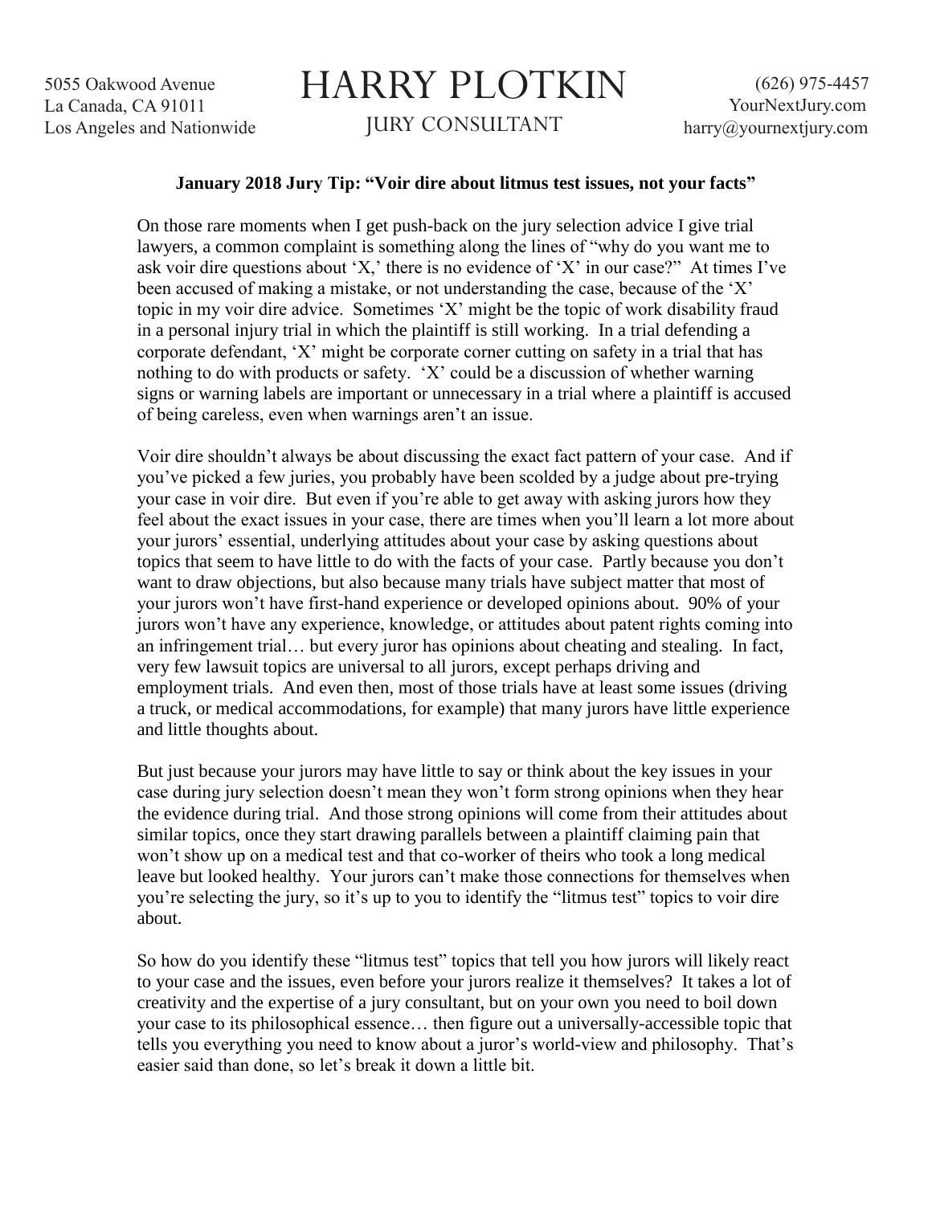5055 Oakwood Avenue
La Canada, CA 91011
Los Angeles and Nationwide

# HARRY PLOTKIN

JURY CONSULTANT

(626) 975-4457
YourNextJury.com
harry@yournextjury.com

**January 2018 Jury Tip: "Voir dire about litmus test issues, not your facts"**

On those rare moments when I get push-back on the jury selection advice I give trial lawyers, a common complaint is something along the lines of "why do you want me to ask voir dire questions about 'X,' there is no evidence of 'X' in our case?" At times I've been accused of making a mistake, or not understanding the case, because of the 'X' topic in my voir dire advice. Sometimes 'X' might be the topic of work disability fraud in a personal injury trial in which the plaintiff is still working. In a trial defending a corporate defendant, 'X' might be corporate corner cutting on safety in a trial that has nothing to do with products or safety. 'X' could be a discussion of whether warning signs or warning labels are important or unnecessary in a trial where a plaintiff is accused of being careless, even when warnings aren't an issue.

Voir dire shouldn't always be about discussing the exact fact pattern of your case. And if you've picked a few juries, you probably have been scolded by a judge about pre-trying your case in voir dire. But even if you're able to get away with asking jurors how they feel about the exact issues in your case, there are times when you'll learn a lot more about your jurors' essential, underlying attitudes about your case by asking questions about topics that seem to have little to do with the facts of your case. Partly because you don't want to draw objections, but also because many trials have subject matter that most of your jurors won't have first-hand experience or developed opinions about. 90% of your jurors won't have any experience, knowledge, or attitudes about patent rights coming into an infringement trial… but every juror has opinions about cheating and stealing. In fact, very few lawsuit topics are universal to all jurors, except perhaps driving and employment trials. And even then, most of those trials have at least some issues (driving a truck, or medical accommodations, for example) that many jurors have little experience and little thoughts about.

But just because your jurors may have little to say or think about the key issues in your case during jury selection doesn't mean they won't form strong opinions when they hear the evidence during trial. And those strong opinions will come from their attitudes about similar topics, once they start drawing parallels between a plaintiff claiming pain that won't show up on a medical test and that co-worker of theirs who took a long medical leave but looked healthy. Your jurors can't make those connections for themselves when you're selecting the jury, so it's up to you to identify the "litmus test" topics to voir dire about.

So how do you identify these "litmus test" topics that tell you how jurors will likely react to your case and the issues, even before your jurors realize it themselves? It takes a lot of creativity and the expertise of a jury consultant, but on your own you need to boil down your case to its philosophical essence… then figure out a universally-accessible topic that tells you everything you need to know about a juror's world-view and philosophy. That's easier said than done, so let's break it down a little bit.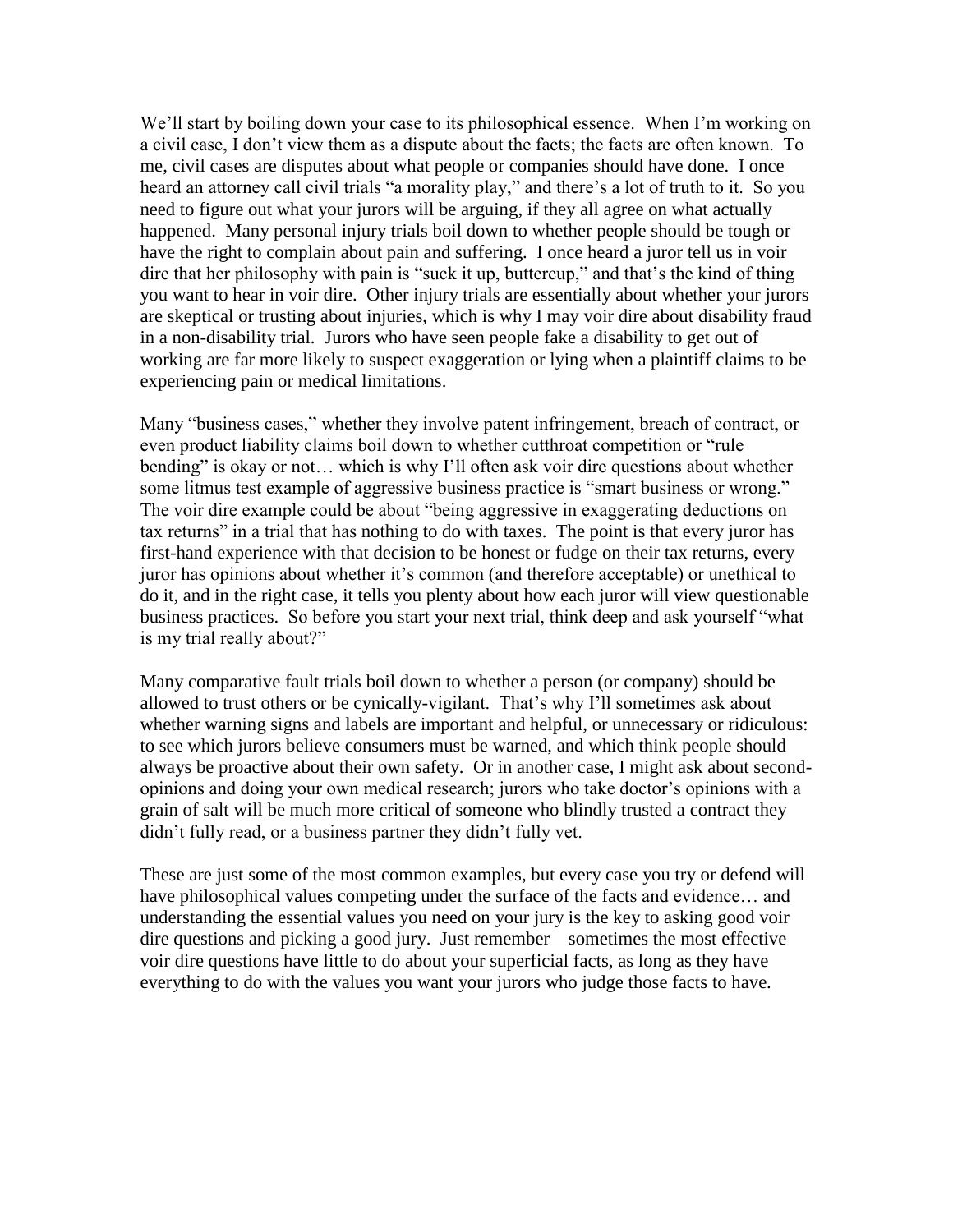We'll start by boiling down your case to its philosophical essence. When I'm working on a civil case, I don't view them as a dispute about the facts; the facts are often known. To me, civil cases are disputes about what people or companies should have done. I once heard an attorney call civil trials "a morality play," and there's a lot of truth to it. So you need to figure out what your jurors will be arguing, if they all agree on what actually happened. Many personal injury trials boil down to whether people should be tough or have the right to complain about pain and suffering. I once heard a juror tell us in voir dire that her philosophy with pain is "suck it up, buttercup," and that's the kind of thing you want to hear in voir dire. Other injury trials are essentially about whether your jurors are skeptical or trusting about injuries, which is why I may voir dire about disability fraud in a non-disability trial. Jurors who have seen people fake a disability to get out of working are far more likely to suspect exaggeration or lying when a plaintiff claims to be experiencing pain or medical limitations.

Many "business cases," whether they involve patent infringement, breach of contract, or even product liability claims boil down to whether cutthroat competition or "rule bending" is okay or not… which is why I'll often ask voir dire questions about whether some litmus test example of aggressive business practice is "smart business or wrong." The voir dire example could be about "being aggressive in exaggerating deductions on tax returns" in a trial that has nothing to do with taxes. The point is that every juror has first-hand experience with that decision to be honest or fudge on their tax returns, every juror has opinions about whether it's common (and therefore acceptable) or unethical to do it, and in the right case, it tells you plenty about how each juror will view questionable business practices. So before you start your next trial, think deep and ask yourself "what is my trial really about?"

Many comparative fault trials boil down to whether a person (or company) should be allowed to trust others or be cynically-vigilant. That's why I'll sometimes ask about whether warning signs and labels are important and helpful, or unnecessary or ridiculous: to see which jurors believe consumers must be warned, and which think people should always be proactive about their own safety. Or in another case, I might ask about second-opinions and doing your own medical research; jurors who take doctor's opinions with a grain of salt will be much more critical of someone who blindly trusted a contract they didn't fully read, or a business partner they didn't fully vet.

These are just some of the most common examples, but every case you try or defend will have philosophical values competing under the surface of the facts and evidence… and understanding the essential values you need on your jury is the key to asking good voir dire questions and picking a good jury. Just remember—sometimes the most effective voir dire questions have little to do about your superficial facts, as long as they have everything to do with the values you want your jurors who judge those facts to have.